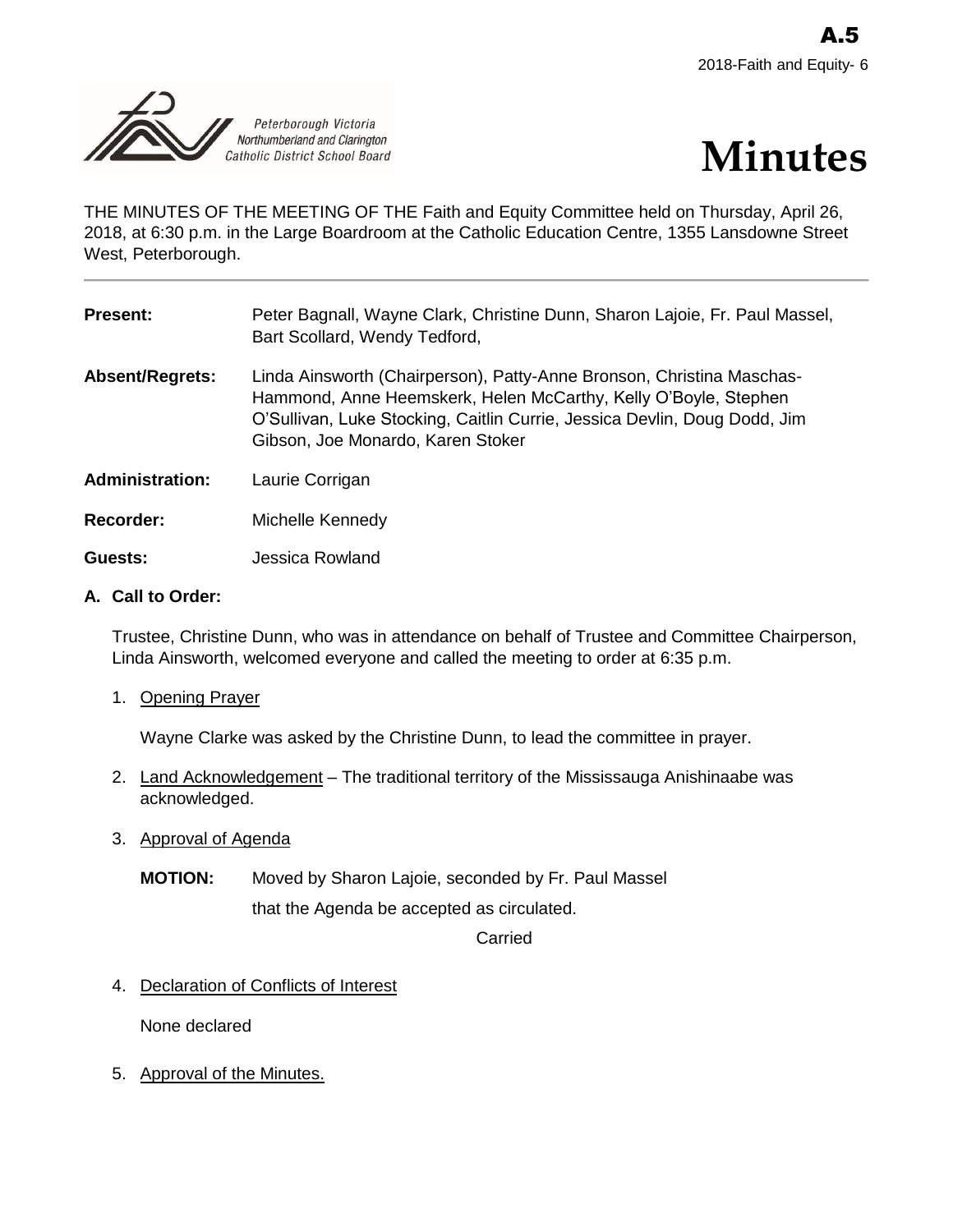A.5

2018-Faith and Equity- 6

Peterborough Victoria Northumberland and Clarington Catholic District School Board

# Minutes

THE MINUTES OF THE MEETING OF THE Faith and Equity Committee held on Thursday, April 26, 2018, at 6:30 p.m. in the Large Boardroom at the Catholic Education Centre, 1355 Lansdowne Street West, Peterborough.

---

**Present:** Peter Bagnall, Wayne Clark, Christine Dunn, Sharon Lajoie, Fr. Paul Massel, Bart Scollard, Wendy Tedford,

**Absent/Regrets:** Linda Ainsworth (Chairperson), Patty-Anne Bronson, Christina Maschas-Hammond, Anne Heemskerk, Helen McCarthy, Kelly O'Boyle, Stephen O'Sullivan, Luke Stocking, Caitlin Currie, Jessica Devlin, Doug Dodd, Jim Gibson, Joe Monardo, Karen Stoker

**Administration:** Laurie Corrigan

**Recorder:** Michelle Kennedy

**Guests:** Jessica Rowland

## A. Call to Order:

Trustee, Christine Dunn, who was in attendance on behalf of Trustee and Committee Chairperson, Linda Ainsworth, welcomed everyone and called the meeting to order at 6:35 p.m.

1. Opening Prayer

   Wayne Clarke was asked by the Christine Dunn, to lead the committee in prayer.

2. Land Acknowledgement – The traditional territory of the Mississauga Anishinaabe was acknowledged.

3. Approval of Agenda

   **MOTION:** Moved by Sharon Lajoie, seconded by Fr. Paul Massel
   that the Agenda be accepted as circulated.

   Carried

4. Declaration of Conflicts of Interest

   None declared

5. Approval of the Minutes.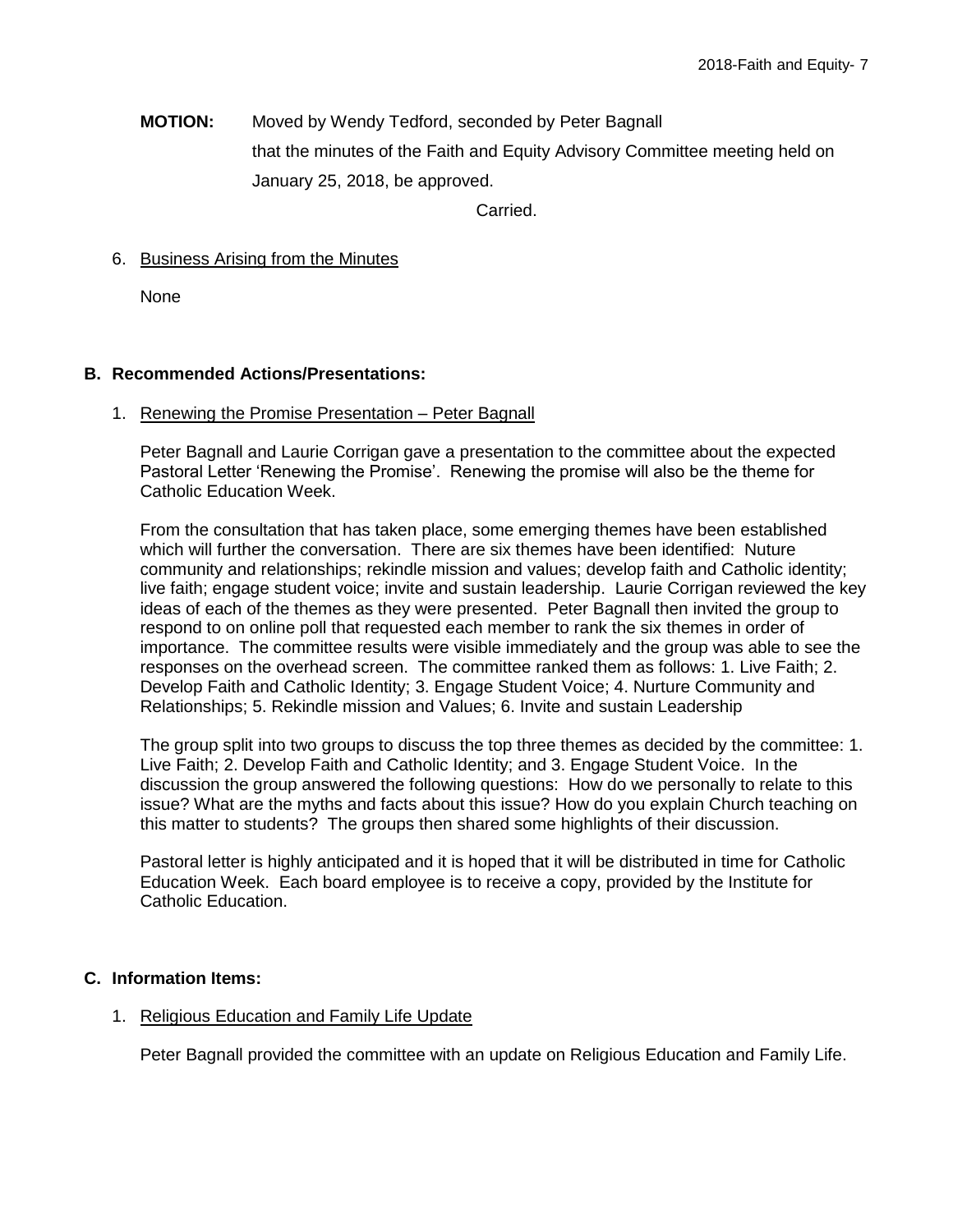**MOTION:** Moved by Wendy Tedford, seconded by Peter Bagnall
that the minutes of the Faith and Equity Advisory Committee meeting held on January 25, 2018, be approved.

Carried.

6. Business Arising from the Minutes

   None

## B. Recommended Actions/Presentations:

1. Renewing the Promise Presentation – Peter Bagnall

   Peter Bagnall and Laurie Corrigan gave a presentation to the committee about the expected Pastoral Letter 'Renewing the Promise'. Renewing the promise will also be the theme for Catholic Education Week.

   From the consultation that has taken place, some emerging themes have been established which will further the conversation. There are six themes have been identified: Nuture community and relationships; rekindle mission and values; develop faith and Catholic identity; live faith; engage student voice; invite and sustain leadership. Laurie Corrigan reviewed the key ideas of each of the themes as they were presented. Peter Bagnall then invited the group to respond to on online poll that requested each member to rank the six themes in order of importance. The committee results were visible immediately and the group was able to see the responses on the overhead screen. The committee ranked them as follows: 1. Live Faith; 2. Develop Faith and Catholic Identity; 3. Engage Student Voice; 4. Nurture Community and Relationships; 5. Rekindle mission and Values; 6. Invite and sustain Leadership

   The group split into two groups to discuss the top three themes as decided by the committee: 1. Live Faith; 2. Develop Faith and Catholic Identity; and 3. Engage Student Voice. In the discussion the group answered the following questions: How do we personally to relate to this issue? What are the myths and facts about this issue? How do you explain Church teaching on this matter to students? The groups then shared some highlights of their discussion.

   Pastoral letter is highly anticipated and it is hoped that it will be distributed in time for Catholic Education Week. Each board employee is to receive a copy, provided by the Institute for Catholic Education.

## C. Information Items:

1. Religious Education and Family Life Update

   Peter Bagnall provided the committee with an update on Religious Education and Family Life.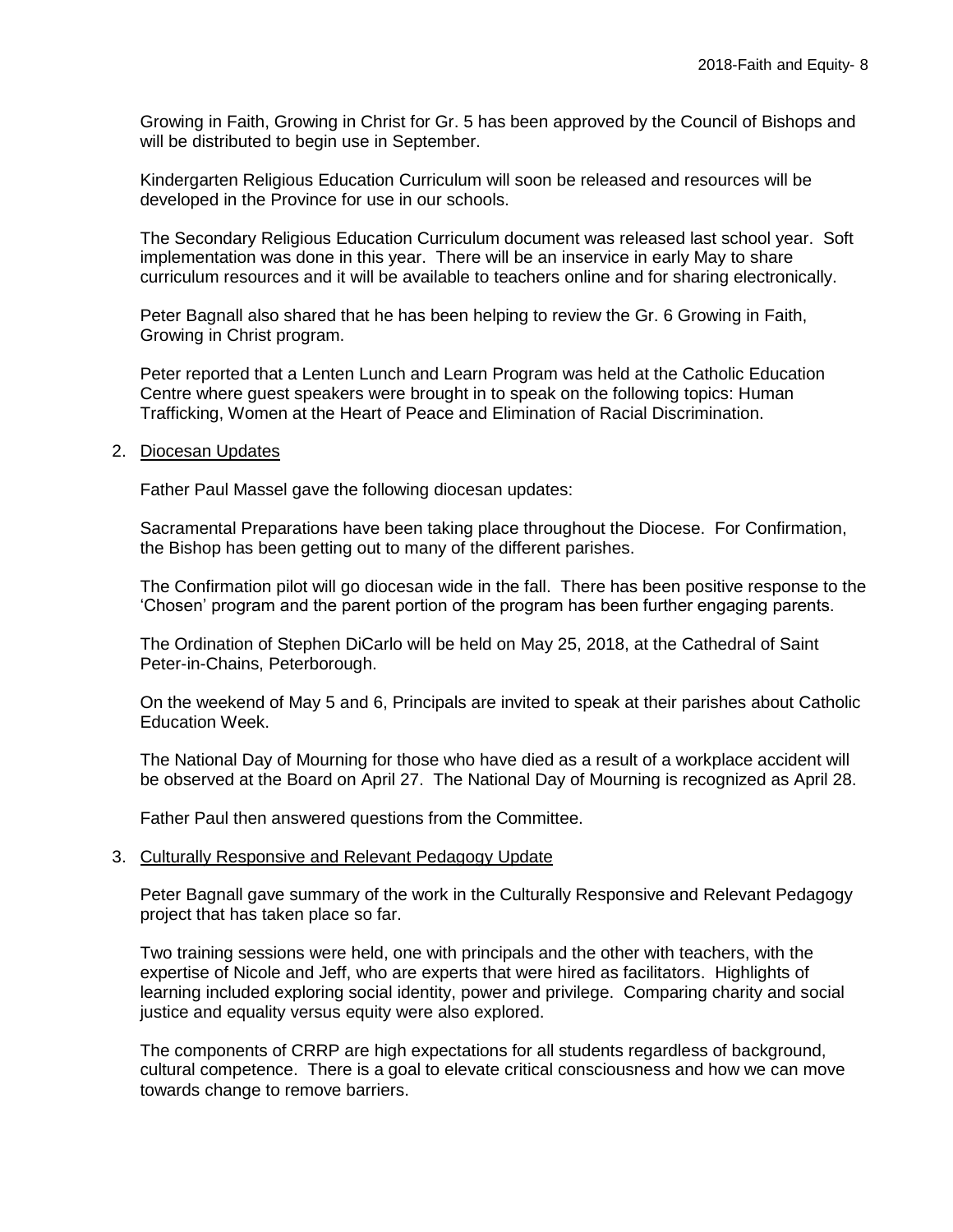Growing in Faith, Growing in Christ for Gr. 5 has been approved by the Council of Bishops and will be distributed to begin use in September.

Kindergarten Religious Education Curriculum will soon be released and resources will be developed in the Province for use in our schools.

The Secondary Religious Education Curriculum document was released last school year. Soft implementation was done in this year. There will be an inservice in early May to share curriculum resources and it will be available to teachers online and for sharing electronically.

Peter Bagnall also shared that he has been helping to review the Gr. 6 Growing in Faith, Growing in Christ program.

Peter reported that a Lenten Lunch and Learn Program was held at the Catholic Education Centre where guest speakers were brought in to speak on the following topics: Human Trafficking, Women at the Heart of Peace and Elimination of Racial Discrimination.

2. Diocesan Updates

Father Paul Massel gave the following diocesan updates:

Sacramental Preparations have been taking place throughout the Diocese. For Confirmation, the Bishop has been getting out to many of the different parishes.

The Confirmation pilot will go diocesan wide in the fall. There has been positive response to the 'Chosen' program and the parent portion of the program has been further engaging parents.

The Ordination of Stephen DiCarlo will be held on May 25, 2018, at the Cathedral of Saint Peter-in-Chains, Peterborough.

On the weekend of May 5 and 6, Principals are invited to speak at their parishes about Catholic Education Week.

The National Day of Mourning for those who have died as a result of a workplace accident will be observed at the Board on April 27. The National Day of Mourning is recognized as April 28.

Father Paul then answered questions from the Committee.

3. Culturally Responsive and Relevant Pedagogy Update

Peter Bagnall gave summary of the work in the Culturally Responsive and Relevant Pedagogy project that has taken place so far.

Two training sessions were held, one with principals and the other with teachers, with the expertise of Nicole and Jeff, who are experts that were hired as facilitators. Highlights of learning included exploring social identity, power and privilege. Comparing charity and social justice and equality versus equity were also explored.

The components of CRRP are high expectations for all students regardless of background, cultural competence. There is a goal to elevate critical consciousness and how we can move towards change to remove barriers.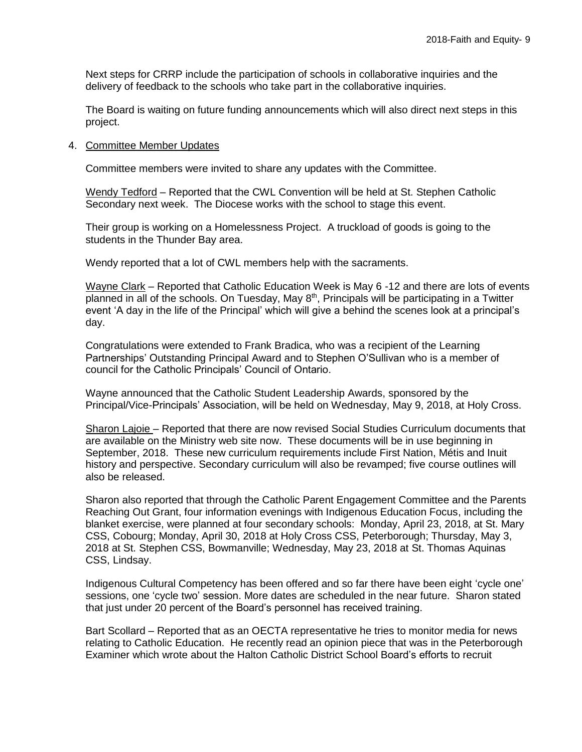Next steps for CRRP include the participation of schools in collaborative inquiries and the delivery of feedback to the schools who take part in the collaborative inquiries.

The Board is waiting on future funding announcements which will also direct next steps in this project.

4. Committee Member Updates

Committee members were invited to share any updates with the Committee.

Wendy Tedford – Reported that the CWL Convention will be held at St. Stephen Catholic Secondary next week. The Diocese works with the school to stage this event.

Their group is working on a Homelessness Project. A truckload of goods is going to the students in the Thunder Bay area.

Wendy reported that a lot of CWL members help with the sacraments.

Wayne Clark – Reported that Catholic Education Week is May 6 -12 and there are lots of events planned in all of the schools. On Tuesday, May 8th, Principals will be participating in a Twitter event 'A day in the life of the Principal' which will give a behind the scenes look at a principal's day.

Congratulations were extended to Frank Bradica, who was a recipient of the Learning Partnerships' Outstanding Principal Award and to Stephen O'Sullivan who is a member of council for the Catholic Principals' Council of Ontario.

Wayne announced that the Catholic Student Leadership Awards, sponsored by the Principal/Vice-Principals' Association, will be held on Wednesday, May 9, 2018, at Holy Cross.

Sharon Lajoie – Reported that there are now revised Social Studies Curriculum documents that are available on the Ministry web site now. These documents will be in use beginning in September, 2018. These new curriculum requirements include First Nation, Métis and Inuit history and perspective. Secondary curriculum will also be revamped; five course outlines will also be released.

Sharon also reported that through the Catholic Parent Engagement Committee and the Parents Reaching Out Grant, four information evenings with Indigenous Education Focus, including the blanket exercise, were planned at four secondary schools: Monday, April 23, 2018, at St. Mary CSS, Cobourg; Monday, April 30, 2018 at Holy Cross CSS, Peterborough; Thursday, May 3, 2018 at St. Stephen CSS, Bowmanville; Wednesday, May 23, 2018 at St. Thomas Aquinas CSS, Lindsay.

Indigenous Cultural Competency has been offered and so far there have been eight 'cycle one' sessions, one 'cycle two' session. More dates are scheduled in the near future. Sharon stated that just under 20 percent of the Board's personnel has received training.

Bart Scollard – Reported that as an OECTA representative he tries to monitor media for news relating to Catholic Education. He recently read an opinion piece that was in the Peterborough Examiner which wrote about the Halton Catholic District School Board's efforts to recruit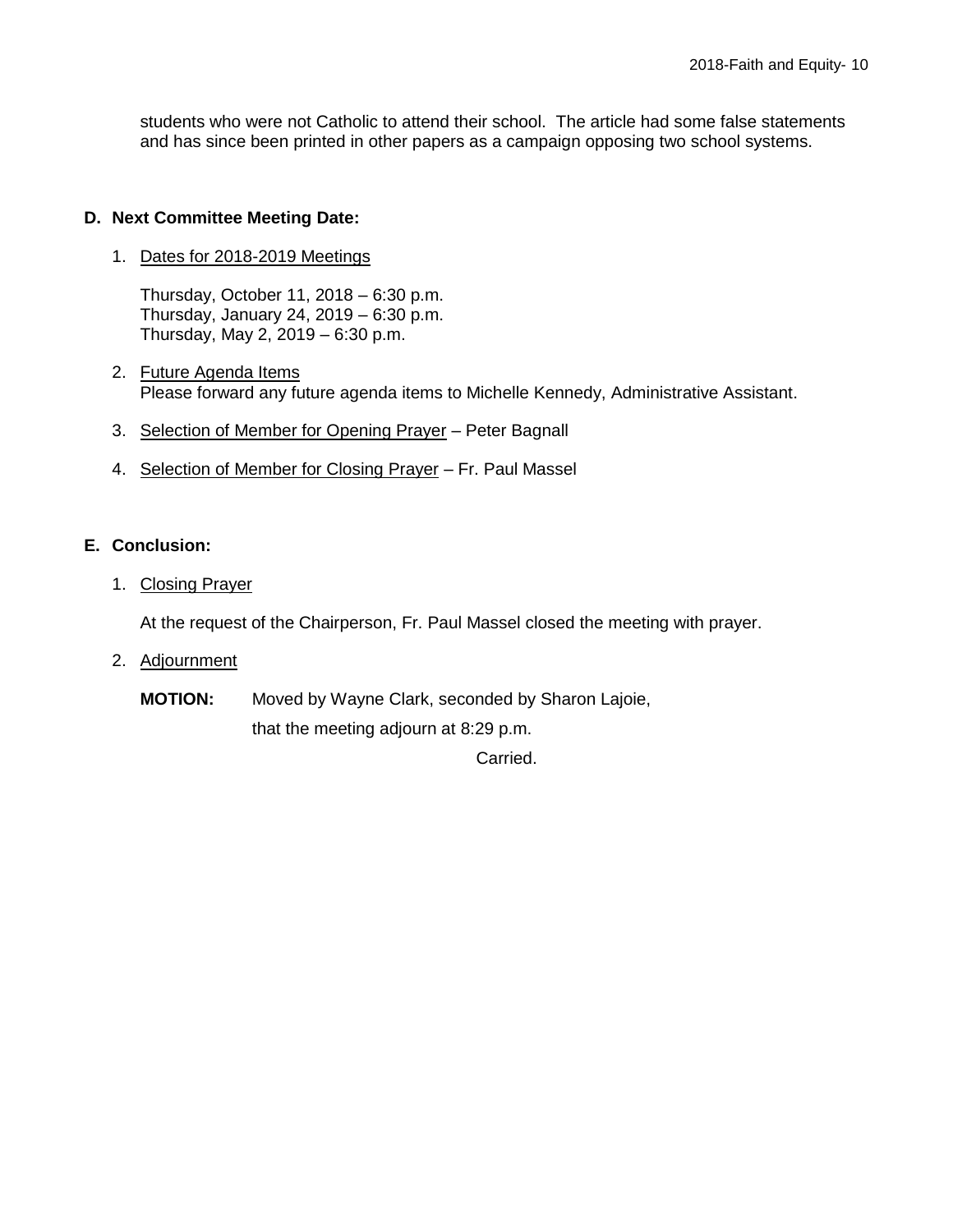students who were not Catholic to attend their school. The article had some false statements and has since been printed in other papers as a campaign opposing two school systems.

**D. Next Committee Meeting Date:**

1. Dates for 2018-2019 Meetings

   Thursday, October 11, 2018 – 6:30 p.m.
   Thursday, January 24, 2019 – 6:30 p.m.
   Thursday, May 2, 2019 – 6:30 p.m.

2. Future Agenda Items
   Please forward any future agenda items to Michelle Kennedy, Administrative Assistant.

3. Selection of Member for Opening Prayer – Peter Bagnall

4. Selection of Member for Closing Prayer – Fr. Paul Massel

**E. Conclusion:**

1. Closing Prayer

   At the request of the Chairperson, Fr. Paul Massel closed the meeting with prayer.

2. Adjournment

   **MOTION:** Moved by Wayne Clark, seconded by Sharon Lajoie,
   that the meeting adjourn at 8:29 p.m.

   Carried.